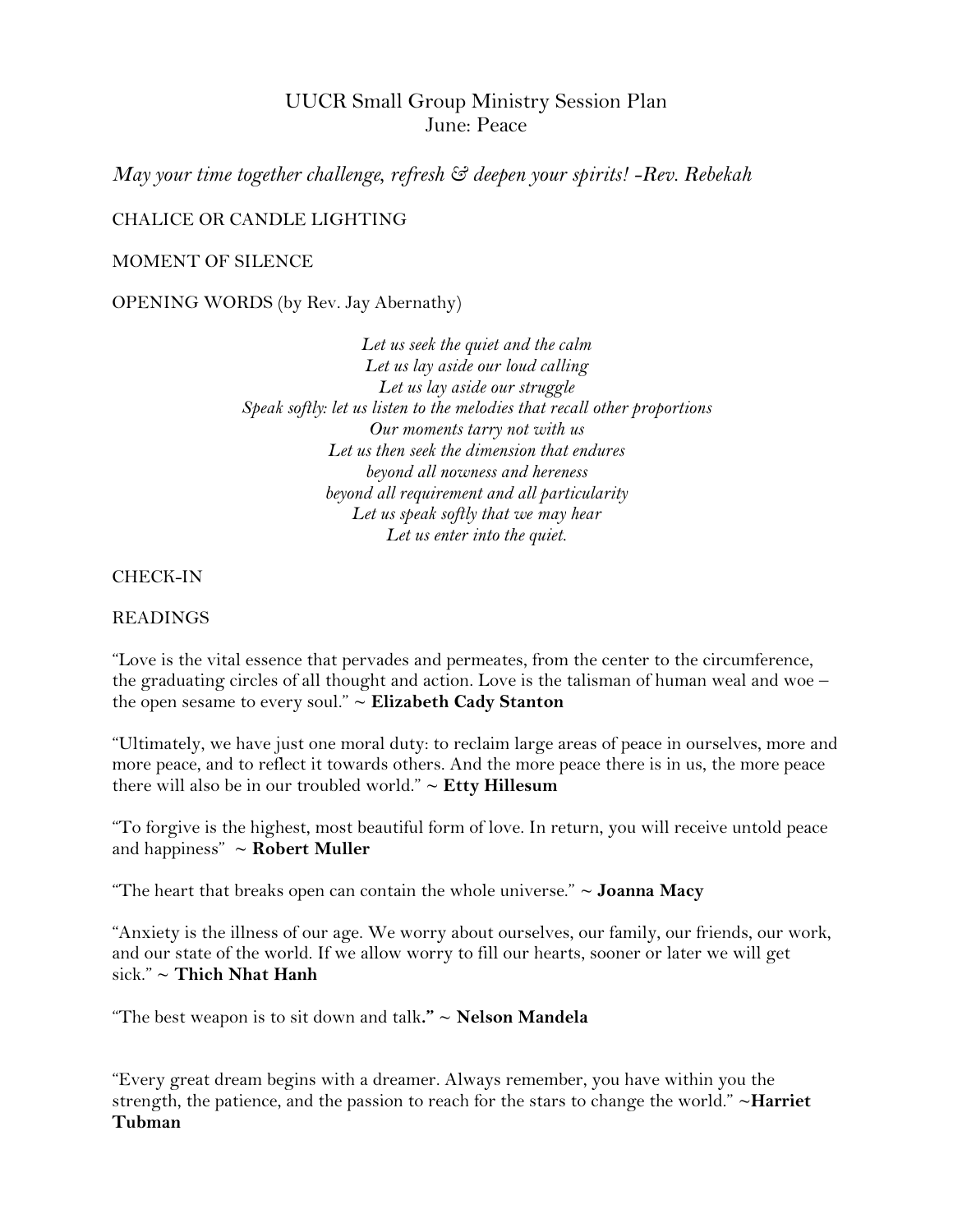# UUCR Small Group Ministry Session Plan
## June: Peace

*May your time together challenge, refresh & deepen your spirits! -Rev. Rebekah*

CHALICE OR CANDLE LIGHTING

MOMENT OF SILENCE

OPENING WORDS (by Rev. Jay Abernathy)

*Let us seek the quiet and the calm*
*Let us lay aside our loud calling*
*Let us lay aside our struggle*
*Speak softly: let us listen to the melodies that recall other proportions*
*Our moments tarry not with us*
*Let us then seek the dimension that endures*
*beyond all nowness and hereness*
*beyond all requirement and all particularity*
*Let us speak softly that we may hear*
*Let us enter into the quiet.*

CHECK-IN

READINGS

"Love is the vital essence that pervades and permeates, from the center to the circumference, the graduating circles of all thought and action. Love is the talisman of human weal and woe – the open sesame to every soul." ~ **Elizabeth Cady Stanton**

"Ultimately, we have just one moral duty: to reclaim large areas of peace in ourselves, more and more peace, and to reflect it towards others. And the more peace there is in us, the more peace there will also be in our troubled world." ~ **Etty Hillesum**

"To forgive is the highest, most beautiful form of love. In return, you will receive untold peace and happiness" ~ **Robert Muller**

"The heart that breaks open can contain the whole universe." ~ **Joanna Macy**

"Anxiety is the illness of our age. We worry about ourselves, our family, our friends, our work, and our state of the world. If we allow worry to fill our hearts, sooner or later we will get sick." ~ **Thich Nhat Hanh**

"The best weapon is to sit down and talk." ~ **Nelson Mandela**

"Every great dream begins with a dreamer. Always remember, you have within you the strength, the patience, and the passion to reach for the stars to change the world." ~**Harriet Tubman**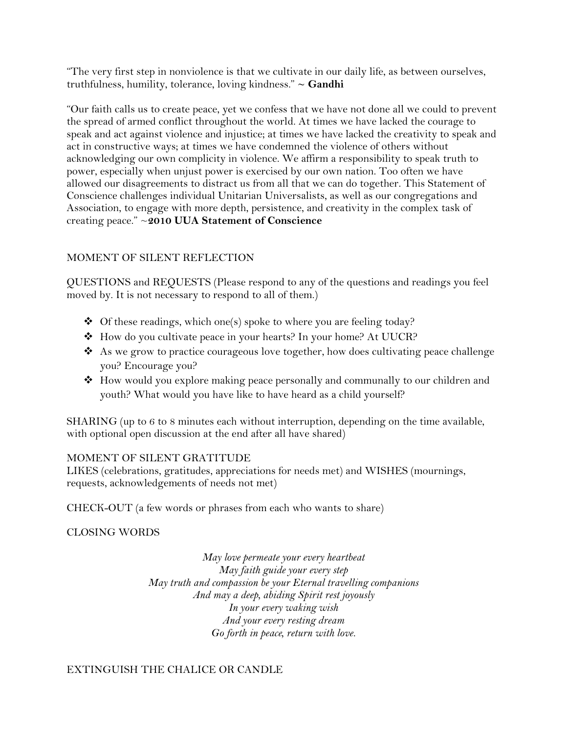"The very first step in nonviolence is that we cultivate in our daily life, as between ourselves, truthfulness, humility, tolerance, loving kindness." ~ **Gandhi**

"Our faith calls us to create peace, yet we confess that we have not done all we could to prevent the spread of armed conflict throughout the world. At times we have lacked the courage to speak and act against violence and injustice; at times we have lacked the creativity to speak and act in constructive ways; at times we have condemned the violence of others without acknowledging our own complicity in violence. We affirm a responsibility to speak truth to power, especially when unjust power is exercised by our own nation. Too often we have allowed our disagreements to distract us from all that we can do together. This Statement of Conscience challenges individual Unitarian Universalists, as well as our congregations and Association, to engage with more depth, persistence, and creativity in the complex task of creating peace." ~**2010 UUA Statement of Conscience**

MOMENT OF SILENT REFLECTION

QUESTIONS and REQUESTS (Please respond to any of the questions and readings you feel moved by. It is not necessary to respond to all of them.)

- Of these readings, which one(s) spoke to where you are feeling today?
- How do you cultivate peace in your hearts? In your home? At UUCR?
- As we grow to practice courageous love together, how does cultivating peace challenge you? Encourage you?
- How would you explore making peace personally and communally to our children and youth? What would you have like to have heard as a child yourself?

SHARING (up to 6 to 8 minutes each without interruption, depending on the time available, with optional open discussion at the end after all have shared)

MOMENT OF SILENT GRATITUDE

LIKES (celebrations, gratitudes, appreciations for needs met) and WISHES (mournings, requests, acknowledgements of needs not met)

CHECK-OUT (a few words or phrases from each who wants to share)

CLOSING WORDS

*May love permeate your every heartbeat*
*May faith guide your every step*
*May truth and compassion be your Eternal travelling companions*
*And may a deep, abiding Spirit rest joyously*
*In your every waking wish*
*And your every resting dream*
*Go forth in peace, return with love.*

EXTINGUISH THE CHALICE OR CANDLE